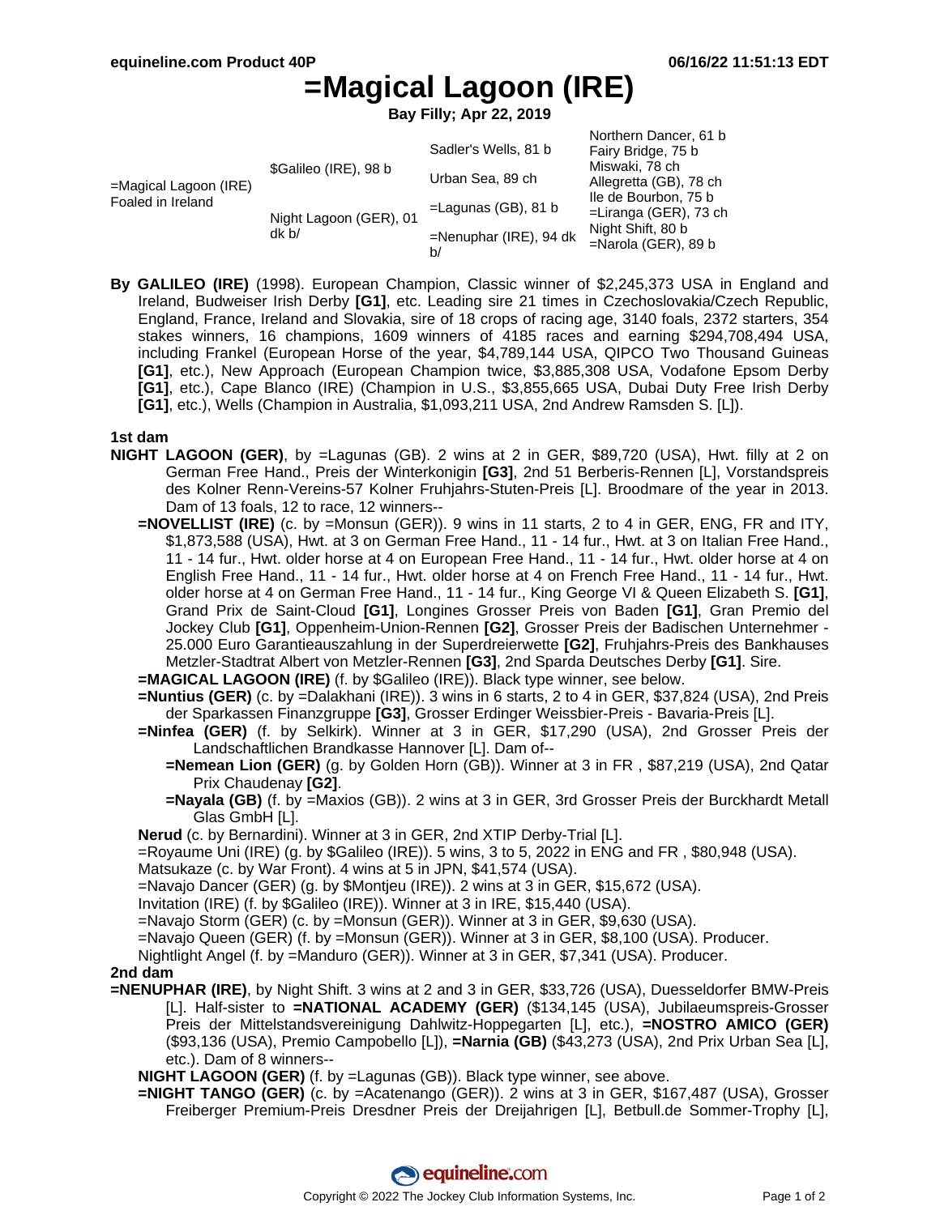# =Magical Lagoon (IRE)

**Bay Filly; Apr 22, 2019**

| | | | |
|---|---|---|---|
| =Magical Lagoon (IRE) Foaled in Ireland | $Galileo (IRE), 98 b | Sadler's Wells, 81 b | Northern Dancer, 61 b |
| | | | Fairy Bridge, 75 b |
| | | Urban Sea, 89 ch | Miswaki, 78 ch |
| | | | Allegretta (GB), 78 ch |
| | Night Lagoon (GER), 01 dk b/ | =Lagunas (GB), 81 b | Ile de Bourbon, 75 b |
| | | | =Liranga (GER), 73 ch |
| | | =Nenuphar (IRE), 94 dk b/ | Night Shift, 80 b |
| | | | =Narola (GER), 89 b |

**By GALILEO (IRE)** (1998). European Champion, Classic winner of $2,245,373 USA in England and Ireland, Budweiser Irish Derby **[G1]**, etc. Leading sire 21 times in Czechoslovakia/Czech Republic, England, France, Ireland and Slovakia, sire of 18 crops of racing age, 3140 foals, 2372 starters, 354 stakes winners, 16 champions, 1609 winners of 4185 races and earning $294,708,494 USA, including Frankel (European Horse of the year, $4,789,144 USA, QIPCO Two Thousand Guineas **[G1]**, etc.), New Approach (European Champion twice, $3,885,308 USA, Vodafone Epsom Derby **[G1]**, etc.), Cape Blanco (IRE) (Champion in U.S., $3,855,665 USA, Dubai Duty Free Irish Derby **[G1]**, etc.), Wells (Champion in Australia, $1,093,211 USA, 2nd Andrew Ramsden S. [L]).

### 1st dam

**NIGHT LAGOON (GER)**, by =Lagunas (GB). 2 wins at 2 in GER, $89,720 (USA), Hwt. filly at 2 on German Free Hand., Preis der Winterkonigin **[G3]**, 2nd 51 Berberis-Rennen [L], Vorstandspreis des Kolner Renn-Vereins-57 Kolner Fruhjahrs-Stuten-Preis [L]. Broodmare of the year in 2013. Dam of 13 foals, 12 to race, 12 winners--

**=NOVELLIST (IRE)** (c. by =Monsun (GER)). 9 wins in 11 starts, 2 to 4 in GER, ENG, FR and ITY, $1,873,588 (USA), Hwt. at 3 on German Free Hand., 11 - 14 fur., Hwt. at 3 on Italian Free Hand., 11 - 14 fur., Hwt. older horse at 4 on European Free Hand., 11 - 14 fur., Hwt. older horse at 4 on English Free Hand., 11 - 14 fur., Hwt. older horse at 4 on French Free Hand., 11 - 14 fur., Hwt. older horse at 4 on German Free Hand., 11 - 14 fur., King George VI & Queen Elizabeth S. **[G1]**, Grand Prix de Saint-Cloud **[G1]**, Longines Grosser Preis von Baden **[G1]**, Gran Premio del Jockey Club **[G1]**, Oppenheim-Union-Rennen **[G2]**, Grosser Preis der Badischen Unternehmer - 25.000 Euro Garantieauszahlung in der Superdreierwette **[G2]**, Fruhjahrs-Preis des Bankhauses Metzler-Stadtrat Albert von Metzler-Rennen **[G3]**, 2nd Sparda Deutsches Derby **[G1]**. Sire.

**=MAGICAL LAGOON (IRE)** (f. by $Galileo (IRE)). Black type winner, see below.

**=Nuntius (GER)** (c. by =Dalakhani (IRE)). 3 wins in 6 starts, 2 to 4 in GER, $37,824 (USA), 2nd Preis der Sparkassen Finanzgruppe **[G3]**, Grosser Erdinger Weissbier-Preis - Bavaria-Preis [L].

**=Ninfea (GER)** (f. by Selkirk). Winner at 3 in GER, $17,290 (USA), 2nd Grosser Preis der Landschaftlichen Brandkasse Hannover [L]. Dam of--

**=Nemean Lion (GER)** (g. by Golden Horn (GB)). Winner at 3 in FR , $87,219 (USA), 2nd Qatar Prix Chaudenay **[G2]**.

**=Nayala (GB)** (f. by =Maxios (GB)). 2 wins at 3 in GER, 3rd Grosser Preis der Burckhardt Metall Glas GmbH [L].

**Nerud** (c. by Bernardini). Winner at 3 in GER, 2nd XTIP Derby-Trial [L].

=Royaume Uni (IRE) (g. by $Galileo (IRE)). 5 wins, 3 to 5, 2022 in ENG and FR , $80,948 (USA).

Matsukaze (c. by War Front). 4 wins at 5 in JPN, $41,574 (USA).

=Navajo Dancer (GER) (g. by $Montjeu (IRE)). 2 wins at 3 in GER, $15,672 (USA).

Invitation (IRE) (f. by $Galileo (IRE)). Winner at 3 in IRE, $15,440 (USA).

=Navajo Storm (GER) (c. by =Monsun (GER)). Winner at 3 in GER, $9,630 (USA).

=Navajo Queen (GER) (f. by =Monsun (GER)). Winner at 3 in GER, $8,100 (USA). Producer.

Nightlight Angel (f. by =Manduro (GER)). Winner at 3 in GER, $7,341 (USA). Producer.

### 2nd dam

**=NENUPHAR (IRE)**, by Night Shift. 3 wins at 2 and 3 in GER, $33,726 (USA), Duesseldorfer BMW-Preis [L]. Half-sister to **=NATIONAL ACADEMY (GER)** ($134,145 (USA), Jubilaeumspreis-Grosser Preis der Mittelstandsvereinigung Dahlwitz-Hoppegarten [L], etc.), **=NOSTRO AMICO (GER)** ($93,136 (USA), Premio Campobello [L]), **=Narnia (GB)** ($43,273 (USA), 2nd Prix Urban Sea [L], etc.). Dam of 8 winners--

**NIGHT LAGOON (GER)** (f. by =Lagunas (GB)). Black type winner, see above.

**=NIGHT TANGO (GER)** (c. by =Acatenango (GER)). 2 wins at 3 in GER, $167,487 (USA), Grosser Freiberger Premium-Preis Dresdner Preis der Dreijahrigen [L], Betbull.de Sommer-Trophy [L],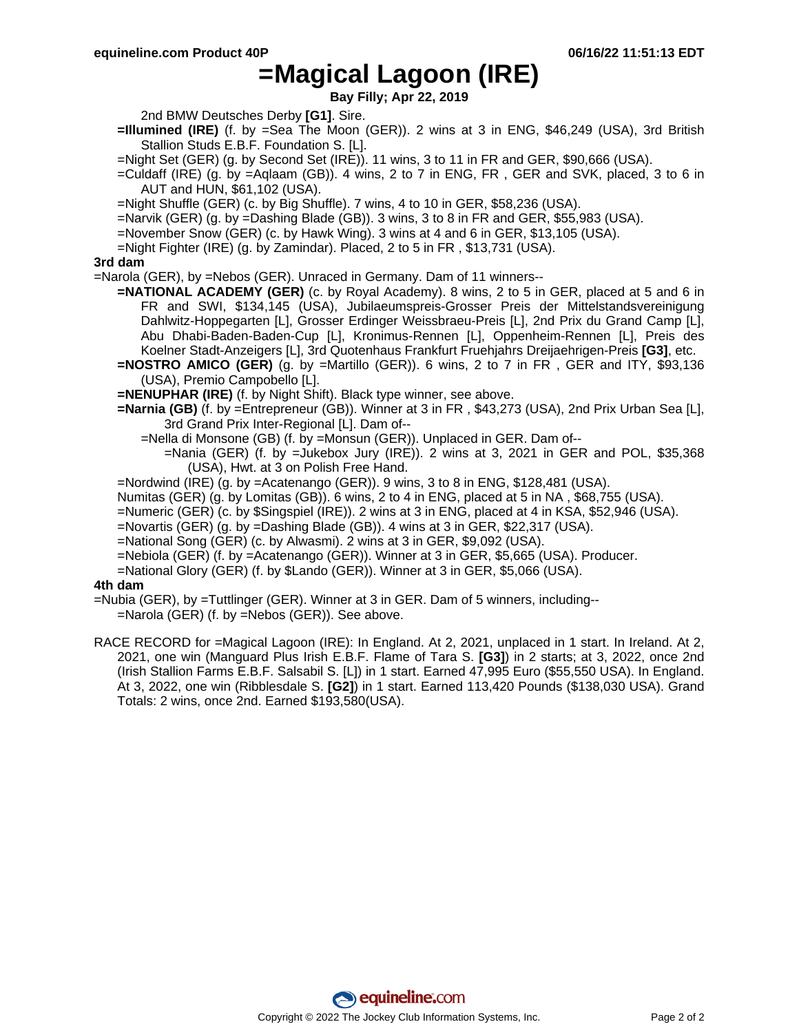# =Magical Lagoon (IRE)

**Bay Filly; Apr 22, 2019**

2nd BMW Deutsches Derby **[G1]**. Sire.

**=Illumined (IRE)** (f. by =Sea The Moon (GER)). 2 wins at 3 in ENG, $46,249 (USA), 3rd British Stallion Studs E.B.F. Foundation S. [L].

=Night Set (GER) (g. by Second Set (IRE)). 11 wins, 3 to 11 in FR and GER, $90,666 (USA).

=Culdaff (IRE) (g. by =Aqlaam (GB)). 4 wins, 2 to 7 in ENG, FR , GER and SVK, placed, 3 to 6 in AUT and HUN, $61,102 (USA).

=Night Shuffle (GER) (c. by Big Shuffle). 7 wins, 4 to 10 in GER, $58,236 (USA).

=Narvik (GER) (g. by =Dashing Blade (GB)). 3 wins, 3 to 8 in FR and GER, $55,983 (USA).

=November Snow (GER) (c. by Hawk Wing). 3 wins at 4 and 6 in GER, $13,105 (USA).

=Night Fighter (IRE) (g. by Zamindar). Placed, 2 to 5 in FR , $13,731 (USA).

**3rd dam**

=Narola (GER), by =Nebos (GER). Unraced in Germany. Dam of 11 winners--

**=NATIONAL ACADEMY (GER)** (c. by Royal Academy). 8 wins, 2 to 5 in GER, placed at 5 and 6 in FR and SWI, $134,145 (USA), Jubilaeumspreis-Grosser Preis der Mittelstandsvereinigung Dahlwitz-Hoppegarten [L], Grosser Erdinger Weissbraeu-Preis [L], 2nd Prix du Grand Camp [L], Abu Dhabi-Baden-Baden-Cup [L], Kronimus-Rennen [L], Oppenheim-Rennen [L], Preis des Koelner Stadt-Anzeigers [L], 3rd Quotenhaus Frankfurt Fruehjahrs Dreijaehrigen-Preis **[G3]**, etc.

**=NOSTRO AMICO (GER)** (g. by =Martillo (GER)). 6 wins, 2 to 7 in FR , GER and ITY, $93,136 (USA), Premio Campobello [L].

**=NENUPHAR (IRE)** (f. by Night Shift). Black type winner, see above.

**=Narnia (GB)** (f. by =Entrepreneur (GB)). Winner at 3 in FR , $43,273 (USA), 2nd Prix Urban Sea [L], 3rd Grand Prix Inter-Regional [L]. Dam of--

=Nella di Monsone (GB) (f. by =Monsun (GER)). Unplaced in GER. Dam of--

=Nania (GER) (f. by =Jukebox Jury (IRE)). 2 wins at 3, 2021 in GER and POL, $35,368 (USA), Hwt. at 3 on Polish Free Hand.

=Nordwind (IRE) (g. by =Acatenango (GER)). 9 wins, 3 to 8 in ENG, $128,481 (USA).

Numitas (GER) (g. by Lomitas (GB)). 6 wins, 2 to 4 in ENG, placed at 5 in NA , $68,755 (USA).

=Numeric (GER) (c. by $Singspiel (IRE)). 2 wins at 3 in ENG, placed at 4 in KSA, $52,946 (USA).

=Novartis (GER) (g. by =Dashing Blade (GB)). 4 wins at 3 in GER, $22,317 (USA).

=National Song (GER) (c. by Alwasmi). 2 wins at 3 in GER, $9,092 (USA).

=Nebiola (GER) (f. by =Acatenango (GER)). Winner at 3 in GER, $5,665 (USA). Producer.

=National Glory (GER) (f. by $Lando (GER)). Winner at 3 in GER, $5,066 (USA).

**4th dam**

=Nubia (GER), by =Tuttlinger (GER). Winner at 3 in GER. Dam of 5 winners, including--

=Narola (GER) (f. by =Nebos (GER)). See above.

RACE RECORD for =Magical Lagoon (IRE): In England. At 2, 2021, unplaced in 1 start. In Ireland. At 2, 2021, one win (Manguard Plus Irish E.B.F. Flame of Tara S. **[G3]**) in 2 starts; at 3, 2022, once 2nd (Irish Stallion Farms E.B.F. Salsabil S. [L]) in 1 start. Earned 47,995 Euro ($55,550 USA). In England. At 3, 2022, one win (Ribblesdale S. **[G2]**) in 1 start. Earned 113,420 Pounds ($138,030 USA). Grand Totals: 2 wins, once 2nd. Earned $193,580(USA).